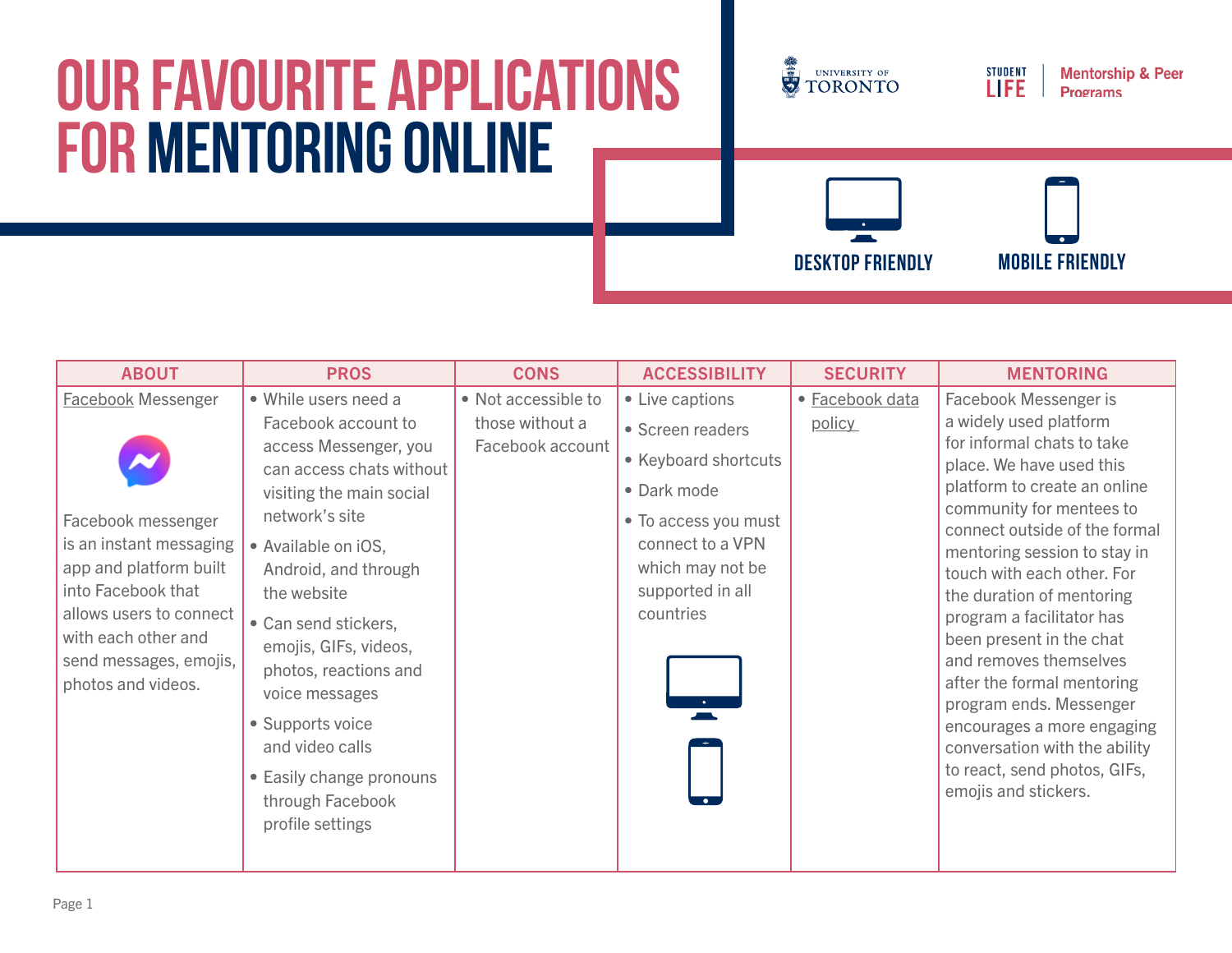# OUR FAVOURITE APPLICATIONS FOR MENTORING ONLINE

University of Toronto | Student Life | Mentorship & Peer Programs

DESKTOP FRIENDLY | MOBILE FRIENDLY

| ABOUT | PROS | CONS | ACCESSIBILITY | SECURITY | MENTORING |
|---|---|---|---|---|---|
| Facebook Messenger<br><br>Facebook messenger is an instant messaging app and platform built into Facebook that allows users to connect with each other and send messages, emojis, photos and videos. | • While users need a Facebook account to access Messenger, you can access chats without visiting the main social network's site<br>• Available on iOS, Android, and through the website<br>• Can send stickers, emojis, GIFs, videos, photos, reactions and voice messages<br>• Supports voice and video calls<br>• Easily change pronouns through Facebook profile settings | • Not accessible to those without a Facebook account | • Live captions<br>• Screen readers<br>• Keyboard shortcuts<br>• Dark mode<br>• To access you must connect to a VPN which may not be supported in all countries<br><br>Desktop friendly, Mobile friendly | • Facebook data policy | Facebook Messenger is a widely used platform for informal chats to take place. We have used this platform to create an online community for mentees to connect outside of the formal mentoring session to stay in touch with each other. For the duration of mentoring program a facilitator has been present in the chat and removes themselves after the formal mentoring program ends. Messenger encourages a more engaging conversation with the ability to react, send photos, GIFs, emojis and stickers. |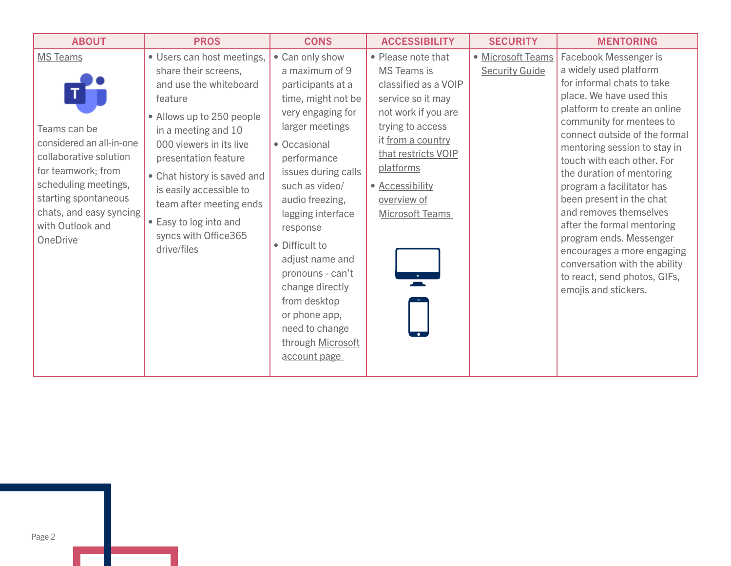| ABOUT | PROS | CONS | ACCESSIBILITY | SECURITY | MENTORING |
| --- | --- | --- | --- | --- | --- |
| MS Teams<br><br>Teams can be considered an all-in-one collaborative solution for teamwork; from scheduling meetings, starting spontaneous chats, and easy syncing with Outlook and OneDrive | • Users can host meetings, share their screens, and use the whiteboard feature<br>• Allows up to 250 people in a meeting and 10 000 viewers in its live presentation feature<br>• Chat history is saved and is easily accessible to team after meeting ends<br>• Easy to log into and syncs with Office365 drive/files | • Can only show a maximum of 9 participants at a time, might not be very engaging for larger meetings<br>• Occasional performance issues during calls such as video/ audio freezing, lagging interface response<br>• Difficult to adjust name and pronouns - can't change directly from desktop or phone app, need to change through Microsoft account page | • Please note that MS Teams is classified as a VOIP service so it may not work if you are trying to access it from a country that restricts VOIP platforms<br>• Accessibility overview of Microsoft Teams | • Microsoft Teams Security Guide | Facebook Messenger is a widely used platform for informal chats to take place. We have used this platform to create an online community for mentees to connect outside of the formal mentoring session to stay in touch with each other. For the duration of mentoring program a facilitator has been present in the chat and removes themselves after the formal mentoring program ends. Messenger encourages a more engaging conversation with the ability to react, send photos, GIFs, emojis and stickers. |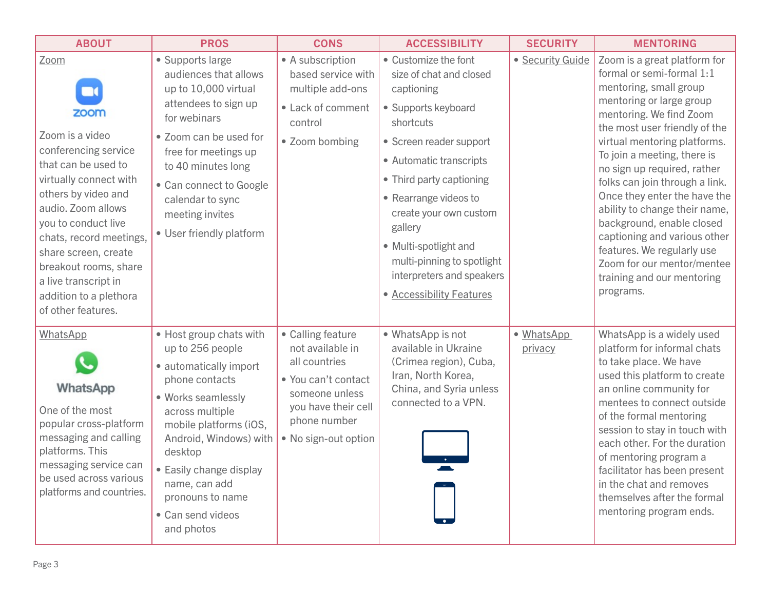| ABOUT | PROS | CONS | ACCESSIBILITY | SECURITY | MENTORING |
|---|---|---|---|---|---|
| Zoom<br><br>Zoom is a video conferencing service that can be used to virtually connect with others by video and audio. Zoom allows you to conduct live chats, record meetings, share screen, create breakout rooms, share a live transcript in addition to a plethora of other features. | • Supports large audiences that allows up to 10,000 virtual attendees to sign up for webinars<br>• Zoom can be used for free for meetings up to 40 minutes long<br>• Can connect to Google calendar to sync meeting invites<br>• User friendly platform | • A subscription based service with multiple add-ons<br>• Lack of comment control<br>• Zoom bombing | • Customize the font size of chat and closed captioning<br>• Supports keyboard shortcuts<br>• Screen reader support<br>• Automatic transcripts<br>• Third party captioning<br>• Rearrange videos to create your own custom gallery<br>• Multi-spotlight and multi-pinning to spotlight interpreters and speakers<br>• Accessibility Features | • Security Guide | Zoom is a great platform for formal or semi-formal 1:1 mentoring, small group mentoring or large group mentoring. We find Zoom the most user friendly of the virtual mentoring platforms. To join a meeting, there is no sign up required, rather folks can join through a link. Once they enter the have the ability to change their name, background, enable closed captioning and various other features. We regularly use Zoom for our mentor/mentee training and our mentoring programs. |
| WhatsApp<br><br>One of the most popular cross-platform messaging and calling platforms. This messaging service can be used across various platforms and countries. | • Host group chats with up to 256 people<br>• automatically import phone contacts<br>• Works seamlessly across multiple mobile platforms (iOS, Android, Windows) with desktop<br>• Easily change display name, can add pronouns to name<br>• Can send videos and photos | • Calling feature not available in all countries<br>• You can't contact someone unless you have their cell phone number<br>• No sign-out option | • WhatsApp is not available in Ukraine (Crimea region), Cuba, Iran, North Korea, China, and Syria unless connected to a VPN. | • WhatsApp privacy | WhatsApp is a widely used platform for informal chats to take place. We have used this platform to create an online community for mentees to connect outside of the formal mentoring session to stay in touch with each other. For the duration of mentoring program a facilitator has been present in the chat and removes themselves after the formal mentoring program ends. |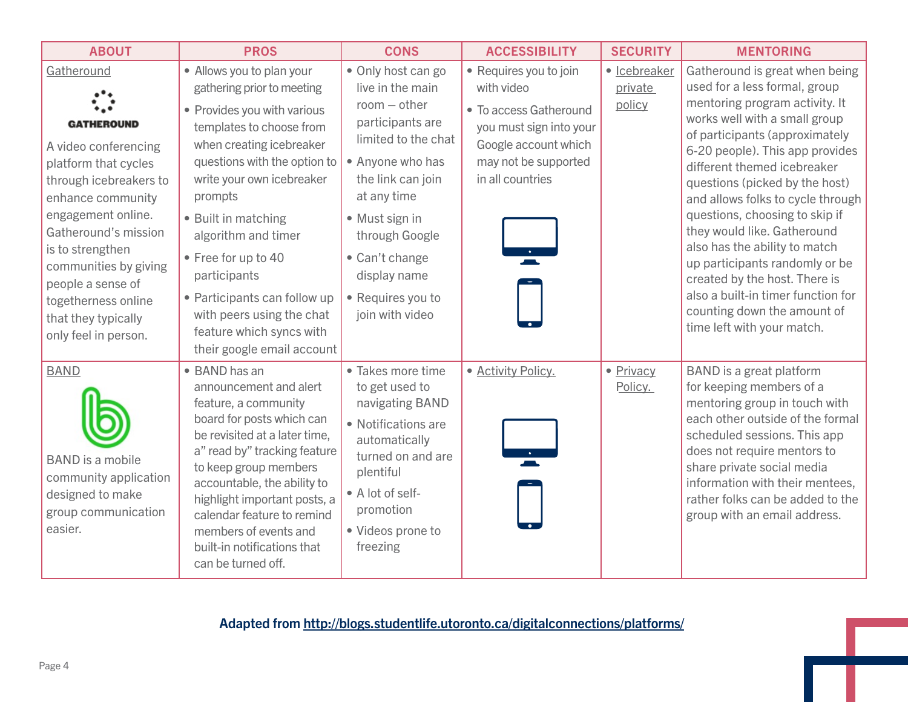| ABOUT | PROS | CONS | ACCESSIBILITY | SECURITY | MENTORING |
|---|---|---|---|---|---|
| Gatheround<br><br>GATHEROUND<br><br>A video conferencing platform that cycles through icebreakers to enhance community engagement online. Gatheround's mission is to strengthen communities by giving people a sense of togetherness online that they typically only feel in person. | • Allows you to plan your gathering prior to meeting<br>• Provides you with various templates to choose from when creating icebreaker questions with the option to write your own icebreaker prompts<br>• Built in matching algorithm and timer<br>• Free for up to 40 participants<br>• Participants can follow up with peers using the chat feature which syncs with their google email account | • Only host can go live in the main room – other participants are limited to the chat<br>• Anyone who has the link can join at any time<br>• Must sign in through Google<br>• Can't change display name<br>• Requires you to join with video | • Requires you to join with video<br>• To access Gatheround you must sign into your Google account which may not be supported in all countries | • Icebreaker private policy | Gatheround is great when being used for a less formal, group mentoring program activity. It works well with a small group of participants (approximately 6-20 people). This app provides different themed icebreaker questions (picked by the host) and allows folks to cycle through questions, choosing to skip if they would like. Gatheround also has the ability to match up participants randomly or be created by the host. There is also a built-in timer function for counting down the amount of time left with your match. |
| BAND<br><br>BAND is a mobile community application designed to make group communication easier. | • BAND has an announcement and alert feature, a community board for posts which can be revisited at a later time, a" read by" tracking feature to keep group members accountable, the ability to highlight important posts, a calendar feature to remind members of events and built-in notifications that can be turned off. | • Takes more time to get used to navigating BAND<br>• Notifications are automatically turned on and are plentiful<br>• A lot of self-promotion<br>• Videos prone to freezing | • Activity Policy. | • Privacy Policy. | BAND is a great platform for keeping members of a mentoring group in touch with each other outside of the formal scheduled sessions. This app does not require mentors to share private social media information with their mentees, rather folks can be added to the group with an email address. |

**Adapted from http://blogs.studentlife.utoronto.ca/digitalconnections/platforms/**